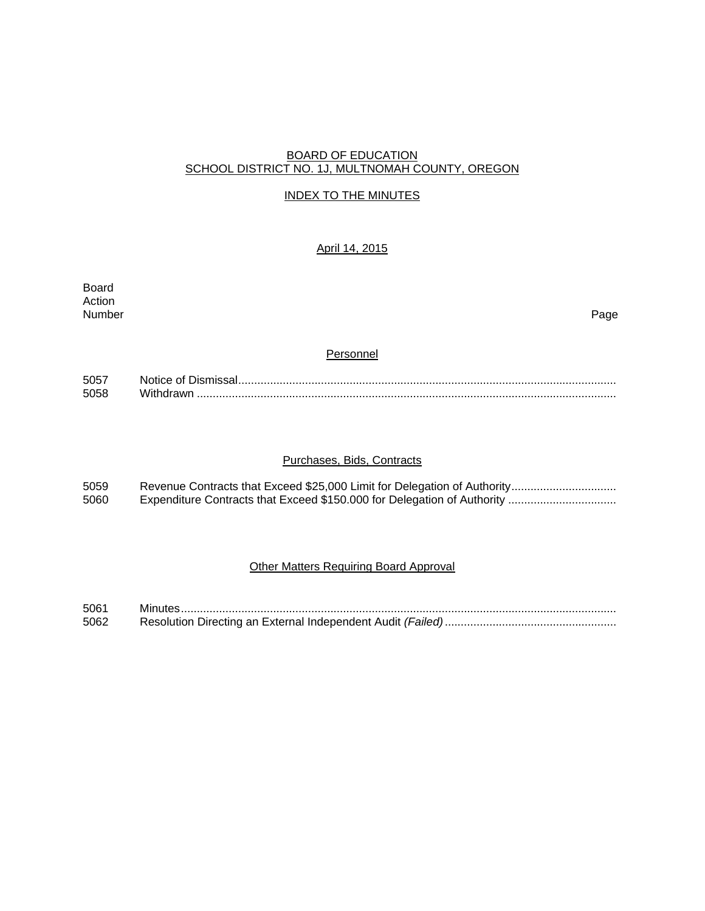BOARD OF EDUCATION
SCHOOL DISTRICT NO. 1J, MULTNOMAH COUNTY, OREGON

INDEX TO THE MINUTES

April 14, 2015

| Board Action Number | | Page |
|---|---|---|

## Personnel

| | | |
|---|---|---|
| 5057 | Notice of Dismissal | |
| 5058 | Withdrawn | |

## Purchases, Bids, Contracts

| | | |
|---|---|---|
| 5059 | Revenue Contracts that Exceed $25,000 Limit for Delegation of Authority | |
| 5060 | Expenditure Contracts that Exceed $150.000 for Delegation of Authority | |

## Other Matters Requiring Board Approval

| | | |
|---|---|---|
| 5061 | Minutes | |
| 5062 | Resolution Directing an External Independent Audit *(Failed)* | |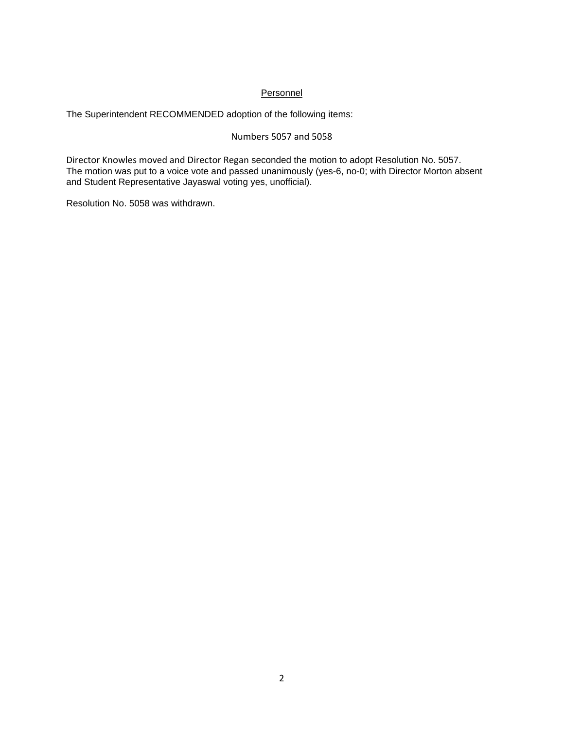## Personnel

The Superintendent RECOMMENDED adoption of the following items:

Numbers 5057 and 5058

Director Knowles moved and Director Regan seconded the motion to adopt Resolution No. 5057. The motion was put to a voice vote and passed unanimously (yes-6, no-0; with Director Morton absent and Student Representative Jayaswal voting yes, unofficial).

Resolution No. 5058 was withdrawn.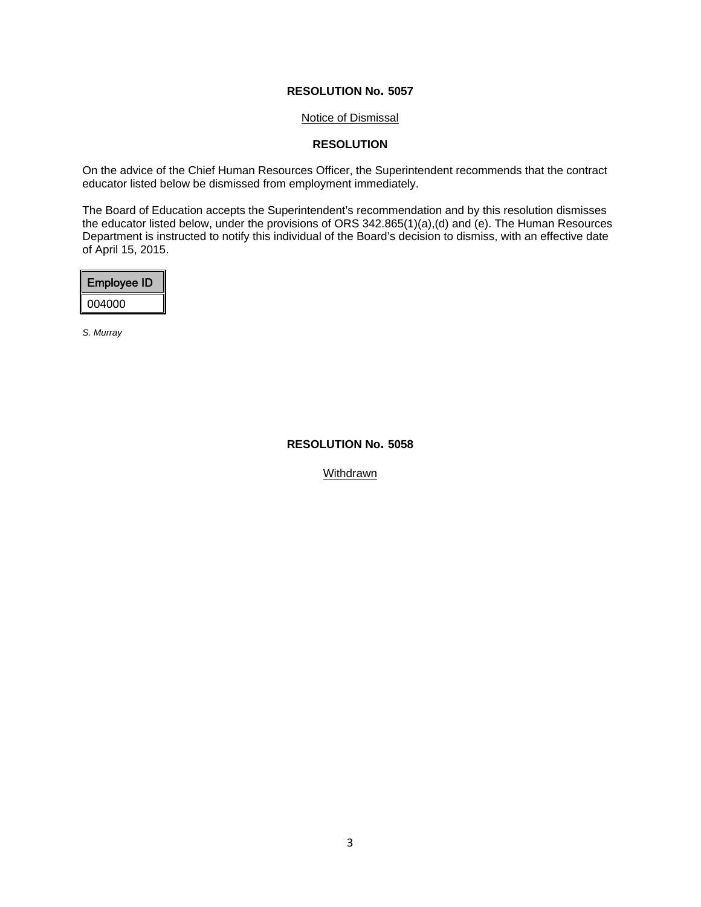**RESOLUTION No. 5057**

Notice of Dismissal

**RESOLUTION**

On the advice of the Chief Human Resources Officer, the Superintendent recommends that the contract educator listed below be dismissed from employment immediately.

The Board of Education accepts the Superintendent's recommendation and by this resolution dismisses the educator listed below, under the provisions of ORS 342.865(1)(a),(d) and (e). The Human Resources Department is instructed to notify this individual of the Board's decision to dismiss, with an effective date of April 15, 2015.

| Employee ID |
| --- |
| 004000 |

*S. Murray*

**RESOLUTION No. 5058**

Withdrawn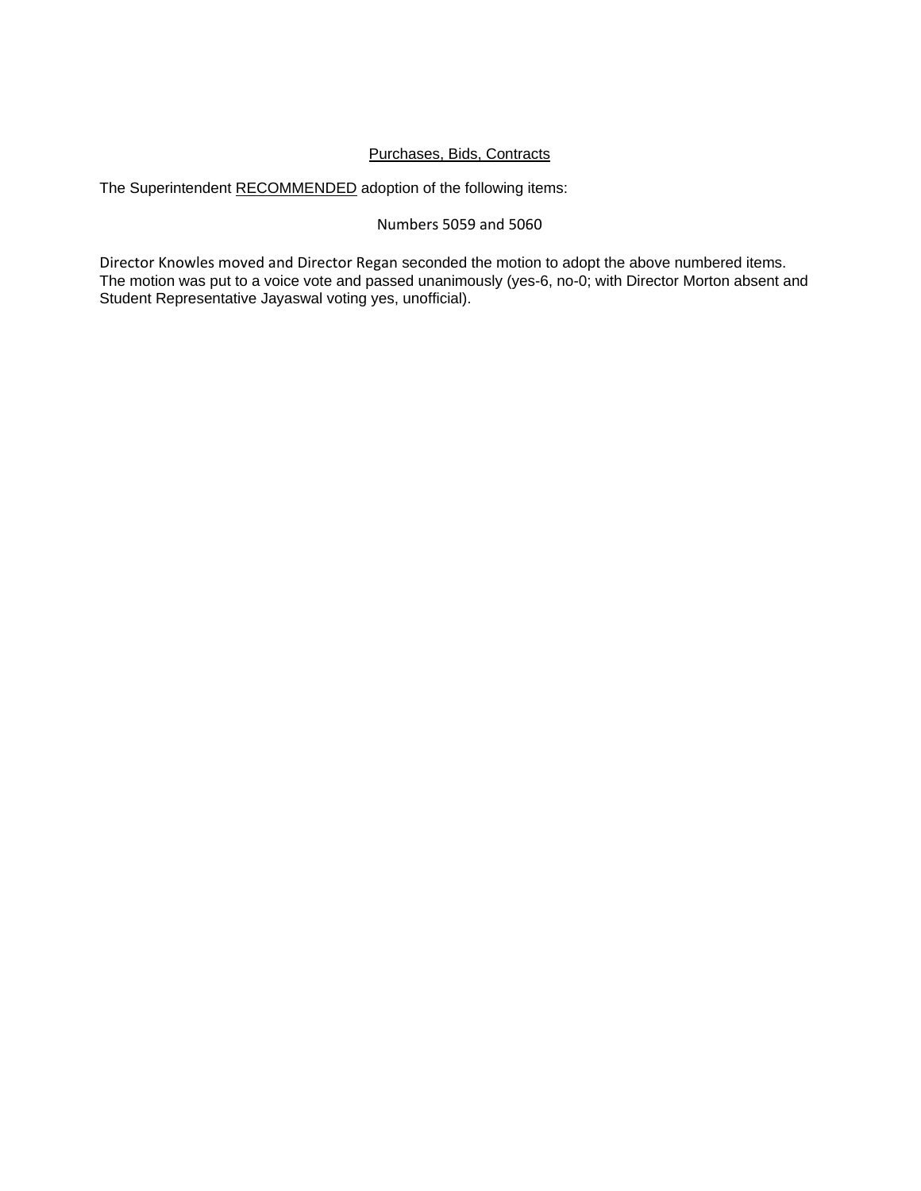## Purchases, Bids, Contracts

The Superintendent RECOMMENDED adoption of the following items:

Numbers 5059 and 5060

Director Knowles moved and Director Regan seconded the motion to adopt the above numbered items. The motion was put to a voice vote and passed unanimously (yes-6, no-0; with Director Morton absent and Student Representative Jayaswal voting yes, unofficial).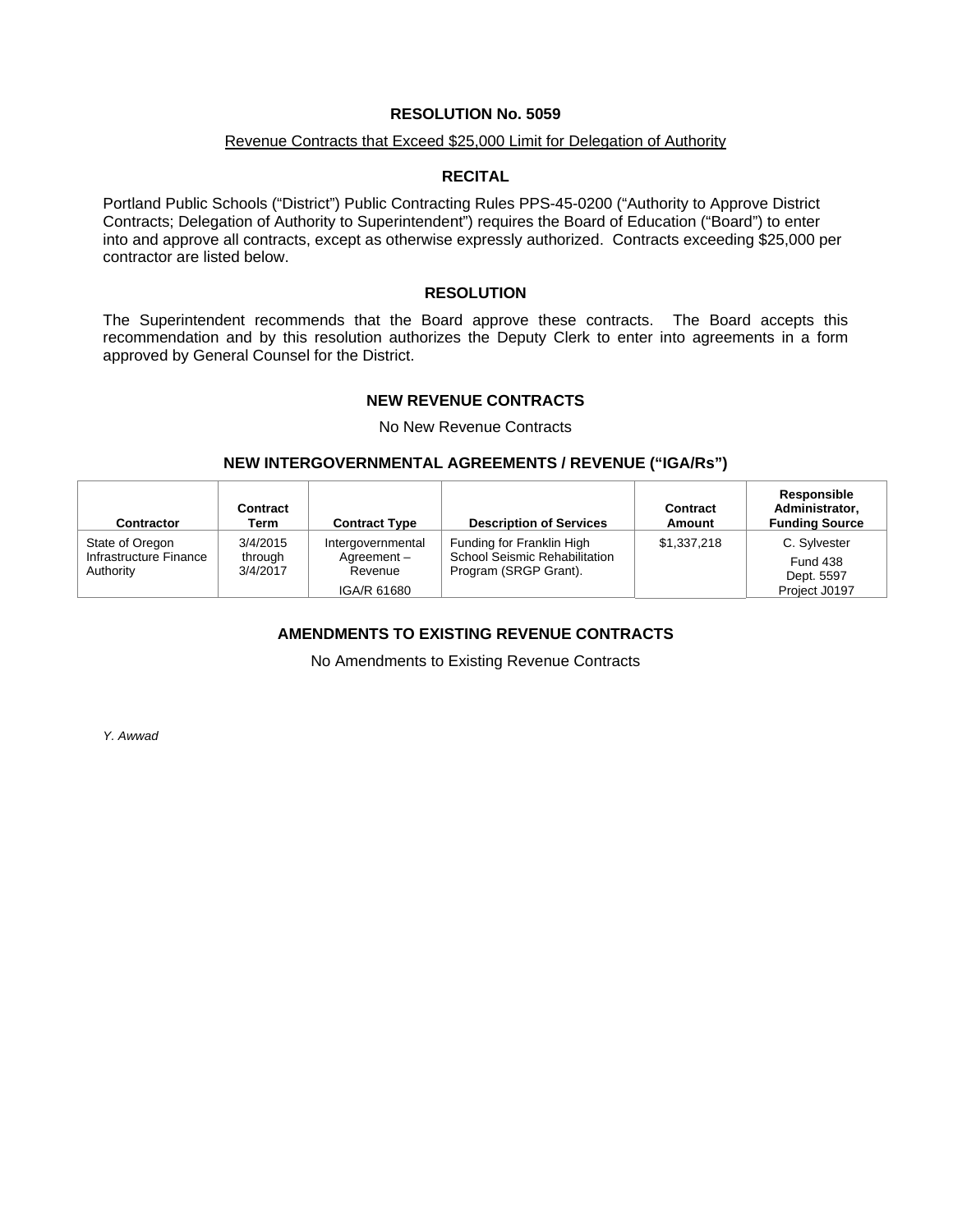# RESOLUTION No. 5059

Revenue Contracts that Exceed $25,000 Limit for Delegation of Authority

## RECITAL

Portland Public Schools ("District") Public Contracting Rules PPS-45-0200 ("Authority to Approve District Contracts; Delegation of Authority to Superintendent") requires the Board of Education ("Board") to enter into and approve all contracts, except as otherwise expressly authorized. Contracts exceeding $25,000 per contractor are listed below.

## RESOLUTION

The Superintendent recommends that the Board approve these contracts. The Board accepts this recommendation and by this resolution authorizes the Deputy Clerk to enter into agreements in a form approved by General Counsel for the District.

## NEW REVENUE CONTRACTS

No New Revenue Contracts

## NEW INTERGOVERNMENTAL AGREEMENTS / REVENUE ("IGA/Rs")

| Contractor | Contract Term | Contract Type | Description of Services | Contract Amount | Responsible Administrator, Funding Source |
|---|---|---|---|---|---|
| State of Oregon Infrastructure Finance Authority | 3/4/2015 through 3/4/2017 | Intergovernmental Agreement – Revenue IGA/R 61680 | Funding for Franklin High School Seismic Rehabilitation Program (SRGP Grant). | $1,337,218 | C. Sylvester Fund 438 Dept. 5597 Project J0197 |

## AMENDMENTS TO EXISTING REVENUE CONTRACTS

No Amendments to Existing Revenue Contracts

*Y. Awwad*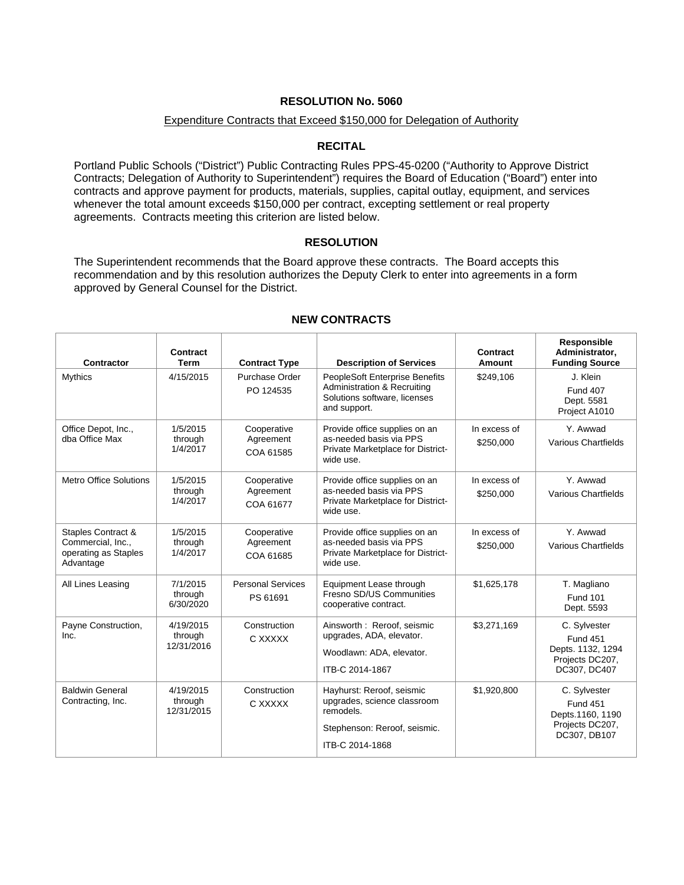## RESOLUTION No. 5060

Expenditure Contracts that Exceed $150,000 for Delegation of Authority

### RECITAL

Portland Public Schools ("District") Public Contracting Rules PPS-45-0200 ("Authority to Approve District Contracts; Delegation of Authority to Superintendent") requires the Board of Education ("Board") enter into contracts and approve payment for products, materials, supplies, capital outlay, equipment, and services whenever the total amount exceeds $150,000 per contract, excepting settlement or real property agreements. Contracts meeting this criterion are listed below.

### RESOLUTION

The Superintendent recommends that the Board approve these contracts. The Board accepts this recommendation and by this resolution authorizes the Deputy Clerk to enter into agreements in a form approved by General Counsel for the District.

### NEW CONTRACTS

| Contractor | Contract Term | Contract Type | Description of Services | Contract Amount | Responsible Administrator, Funding Source |
|---|---|---|---|---|---|
| Mythics | 4/15/2015 | Purchase Order PO 124535 | PeopleSoft Enterprise Benefits Administration & Recruiting Solutions software, licenses and support. | $249,106 | J. Klein Fund 407 Dept. 5581 Project A1010 |
| Office Depot, Inc., dba Office Max | 1/5/2015 through 1/4/2017 | Cooperative Agreement COA 61585 | Provide office supplies on an as-needed basis via PPS Private Marketplace for District-wide use. | In excess of $250,000 | Y. Awwad Various Chartfields |
| Metro Office Solutions | 1/5/2015 through 1/4/2017 | Cooperative Agreement COA 61677 | Provide office supplies on an as-needed basis via PPS Private Marketplace for District-wide use. | In excess of $250,000 | Y. Awwad Various Chartfields |
| Staples Contract & Commercial, Inc., operating as Staples Advantage | 1/5/2015 through 1/4/2017 | Cooperative Agreement COA 61685 | Provide office supplies on an as-needed basis via PPS Private Marketplace for District-wide use. | In excess of $250,000 | Y. Awwad Various Chartfields |
| All Lines Leasing | 7/1/2015 through 6/30/2020 | Personal Services PS 61691 | Equipment Lease through Fresno SD/US Communities cooperative contract. | $1,625,178 | T. Magliano Fund 101 Dept. 5593 |
| Payne Construction, Inc. | 4/19/2015 through 12/31/2016 | Construction C XXXXX | Ainsworth : Reroof, seismic upgrades, ADA, elevator. Woodlawn: ADA, elevator. ITB-C 2014-1867 | $3,271,169 | C. Sylvester Fund 451 Depts. 1132, 1294 Projects DC207, DC307, DC407 |
| Baldwin General Contracting, Inc. | 4/19/2015 through 12/31/2015 | Construction C XXXXX | Hayhurst: Reroof, seismic upgrades, science classroom remodels. Stephenson: Reroof, seismic. ITB-C 2014-1868 | $1,920,800 | C. Sylvester Fund 451 Depts.1160, 1190 Projects DC207, DC307, DB107 |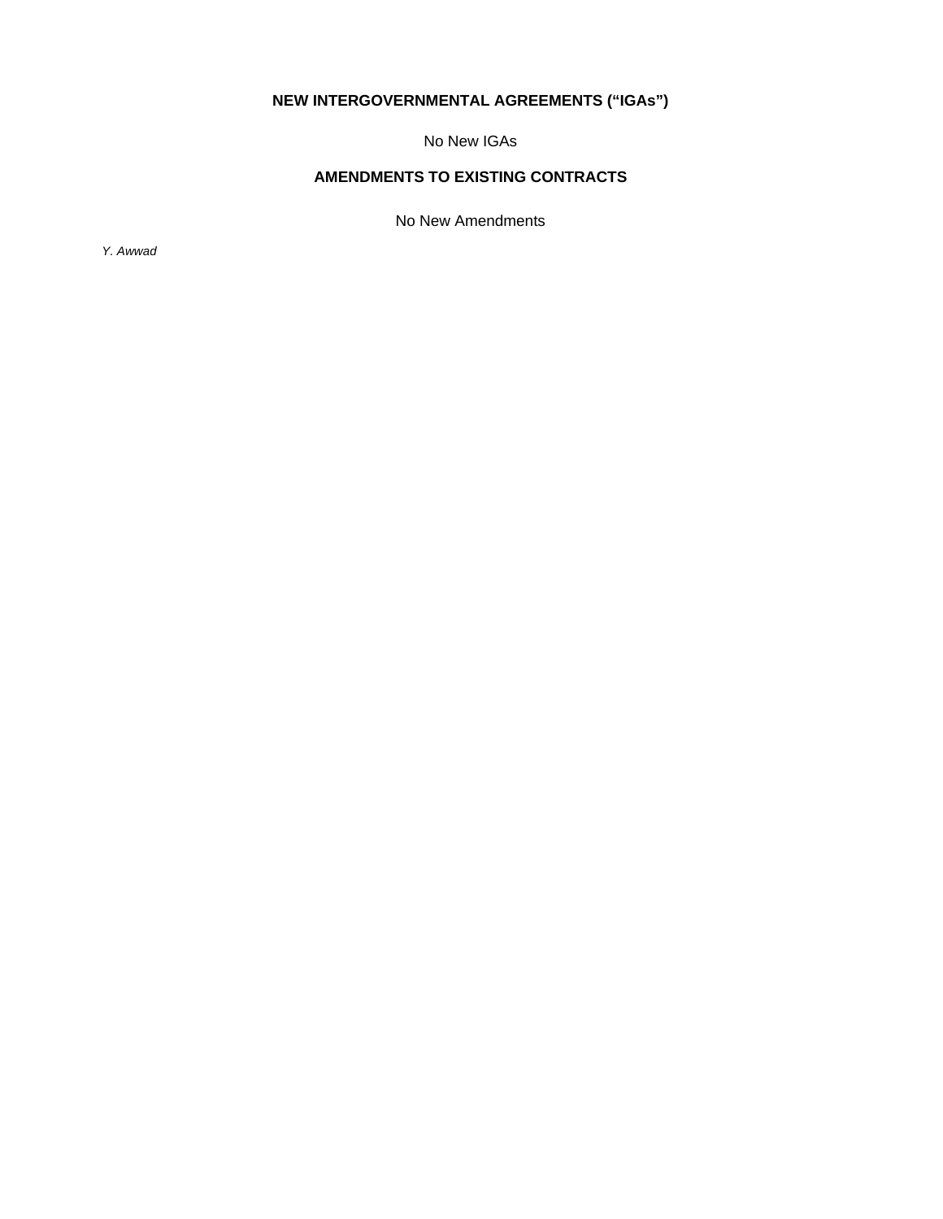## NEW INTERGOVERNMENTAL AGREEMENTS (“IGAs”)

No New IGAs

## AMENDMENTS TO EXISTING CONTRACTS

No New Amendments

*Y. Awwad*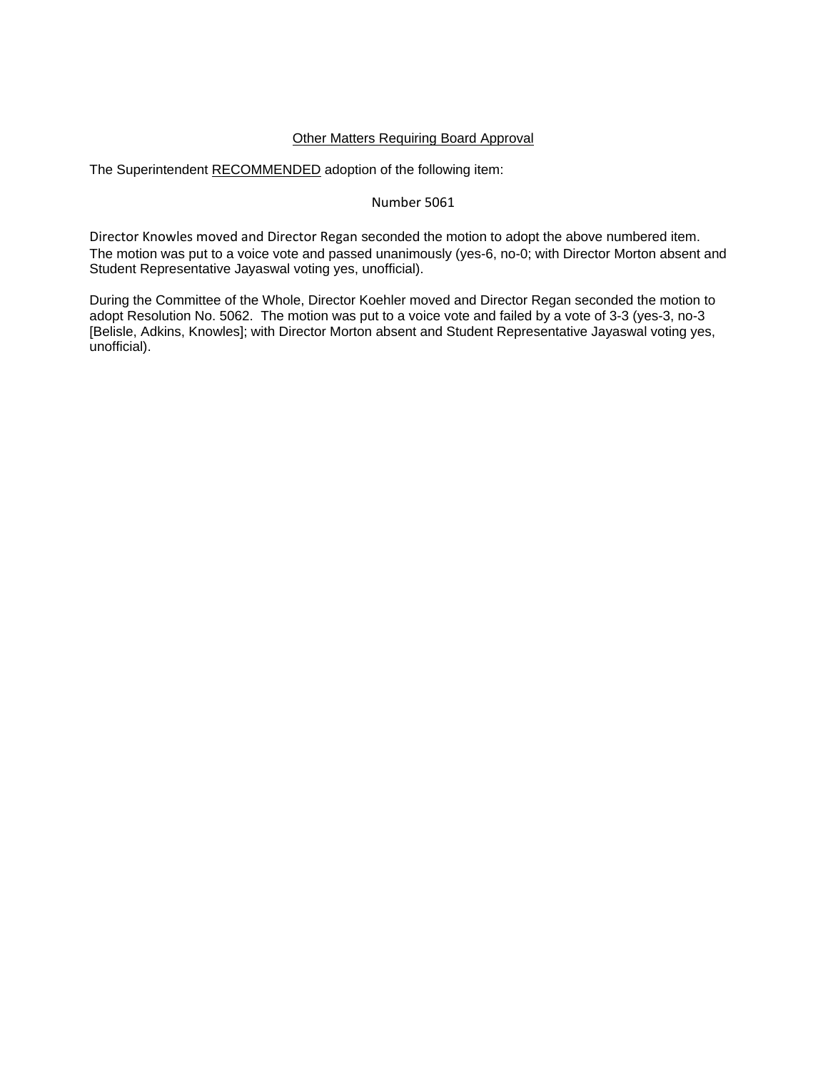Other Matters Requiring Board Approval

The Superintendent RECOMMENDED adoption of the following item:

Number 5061

Director Knowles moved and Director Regan seconded the motion to adopt the above numbered item. The motion was put to a voice vote and passed unanimously (yes-6, no-0; with Director Morton absent and Student Representative Jayaswal voting yes, unofficial).

During the Committee of the Whole, Director Koehler moved and Director Regan seconded the motion to adopt Resolution No. 5062. The motion was put to a voice vote and failed by a vote of 3-3 (yes-3, no-3 [Belisle, Adkins, Knowles]; with Director Morton absent and Student Representative Jayaswal voting yes, unofficial).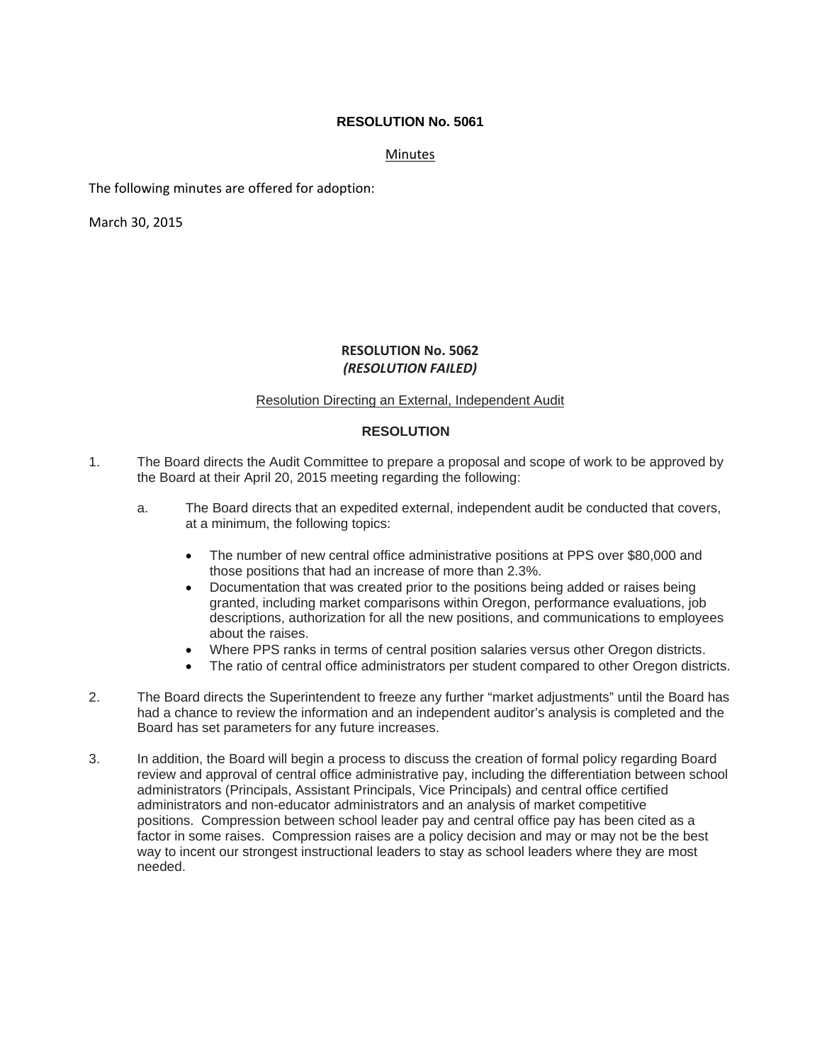**RESOLUTION No. 5061**

Minutes

The following minutes are offered for adoption:

March 30, 2015

**RESOLUTION No. 5062**
***(RESOLUTION FAILED)***

Resolution Directing an External, Independent Audit

**RESOLUTION**

1. The Board directs the Audit Committee to prepare a proposal and scope of work to be approved by the Board at their April 20, 2015 meeting regarding the following:

   a. The Board directs that an expedited external, independent audit be conducted that covers, at a minimum, the following topics:

      - The number of new central office administrative positions at PPS over $80,000 and those positions that had an increase of more than 2.3%.
      - Documentation that was created prior to the positions being added or raises being granted, including market comparisons within Oregon, performance evaluations, job descriptions, authorization for all the new positions, and communications to employees about the raises.
      - Where PPS ranks in terms of central position salaries versus other Oregon districts.
      - The ratio of central office administrators per student compared to other Oregon districts.

2. The Board directs the Superintendent to freeze any further "market adjustments" until the Board has had a chance to review the information and an independent auditor's analysis is completed and the Board has set parameters for any future increases.

3. In addition, the Board will begin a process to discuss the creation of formal policy regarding Board review and approval of central office administrative pay, including the differentiation between school administrators (Principals, Assistant Principals, Vice Principals) and central office certified administrators and non-educator administrators and an analysis of market competitive positions. Compression between school leader pay and central office pay has been cited as a factor in some raises. Compression raises are a policy decision and may or may not be the best way to incent our strongest instructional leaders to stay as school leaders where they are most needed.